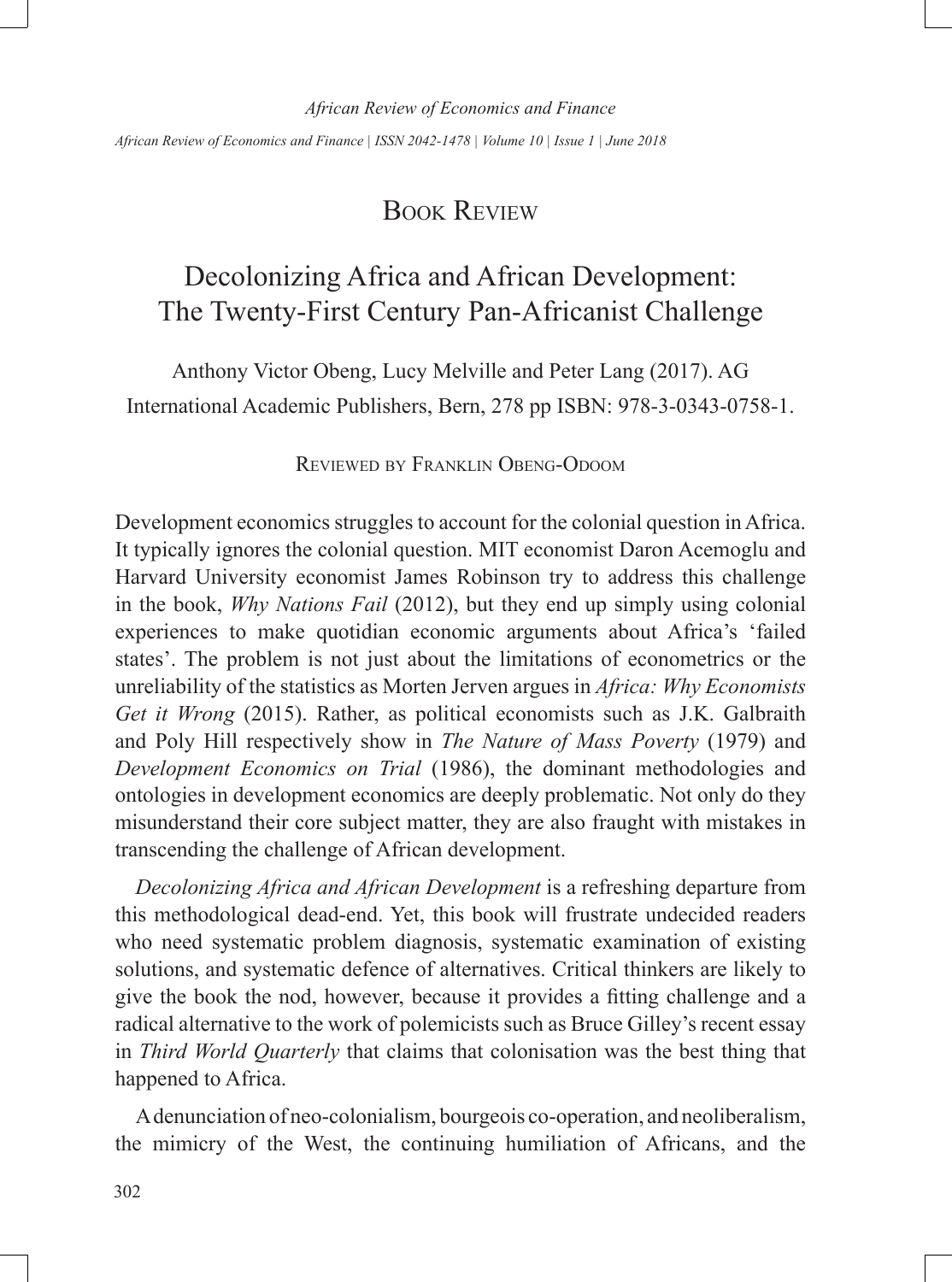# Book Review

## Decolonizing Africa and African Development: The Twenty-First Century Pan-Africanist Challenge

Anthony Victor Obeng, Lucy Melville and Peter Lang (2017). AG International Academic Publishers, Bern, 278 pp ISBN: 978-3-0343-0758-1.

Reviewed by Franklin Obeng-Odoom

Development economics struggles to account for the colonial question in Africa. It typically ignores the colonial question. MIT economist Daron Acemoglu and Harvard University economist James Robinson try to address this challenge in the book, *Why Nations Fail* (2012), but they end up simply using colonial experiences to make quotidian economic arguments about Africa's 'failed states'. The problem is not just about the limitations of econometrics or the unreliability of the statistics as Morten Jerven argues in *Africa: Why Economists Get it Wrong* (2015). Rather, as political economists such as J.K. Galbraith and Poly Hill respectively show in *The Nature of Mass Poverty* (1979) and *Development Economics on Trial* (1986), the dominant methodologies and ontologies in development economics are deeply problematic. Not only do they misunderstand their core subject matter, they are also fraught with mistakes in transcending the challenge of African development.

*Decolonizing Africa and African Development* is a refreshing departure from this methodological dead-end. Yet, this book will frustrate undecided readers who need systematic problem diagnosis, systematic examination of existing solutions, and systematic defence of alternatives. Critical thinkers are likely to give the book the nod, however, because it provides a fitting challenge and a radical alternative to the work of polemicists such as Bruce Gilley's recent essay in *Third World Quarterly* that claims that colonisation was the best thing that happened to Africa.

A denunciation of neo-colonialism, bourgeois co-operation, and neoliberalism, the mimicry of the West, the continuing humiliation of Africans, and the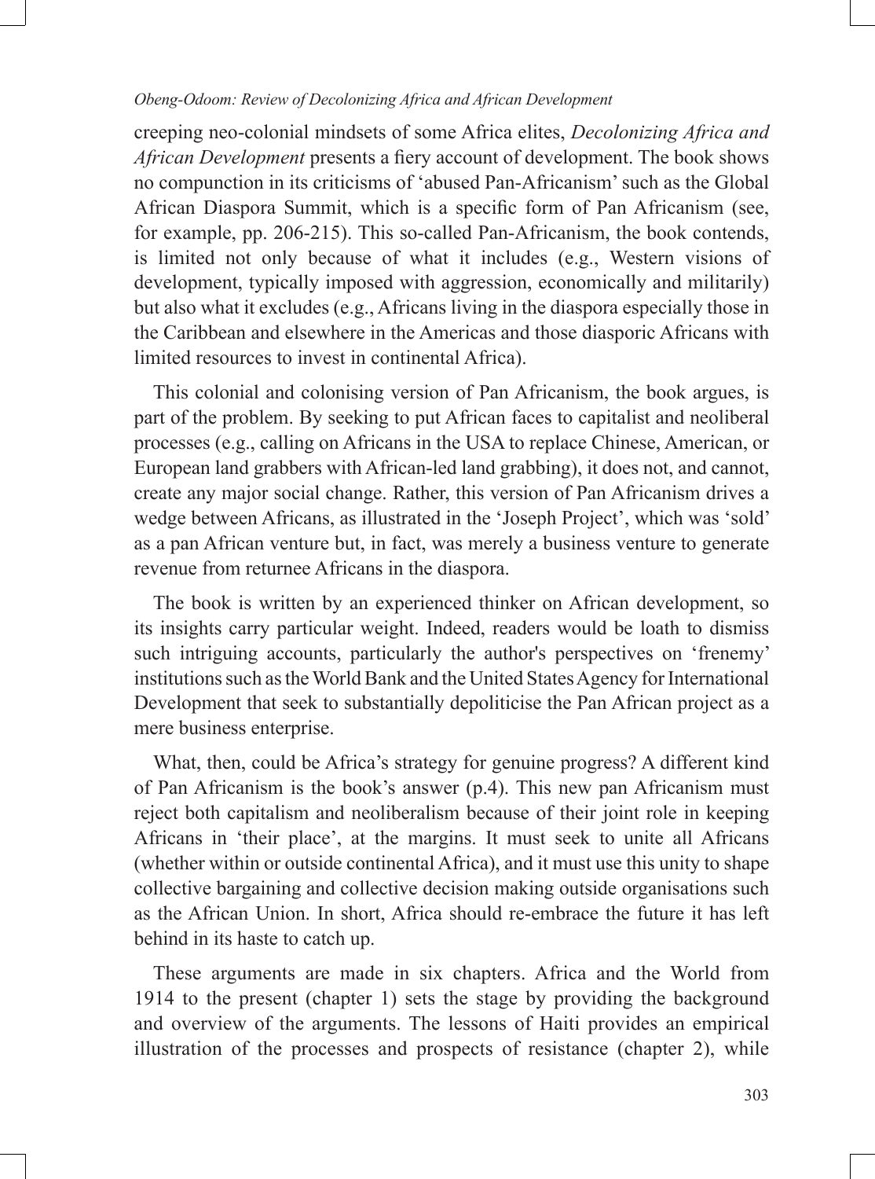creeping neo-colonial mindsets of some Africa elites, *Decolonizing Africa and African Development* presents a fiery account of development. The book shows no compunction in its criticisms of 'abused Pan-Africanism' such as the Global African Diaspora Summit, which is a specific form of Pan Africanism (see, for example, pp. 206-215). This so-called Pan-Africanism, the book contends, is limited not only because of what it includes (e.g., Western visions of development, typically imposed with aggression, economically and militarily) but also what it excludes (e.g., Africans living in the diaspora especially those in the Caribbean and elsewhere in the Americas and those diasporic Africans with limited resources to invest in continental Africa).

This colonial and colonising version of Pan Africanism, the book argues, is part of the problem. By seeking to put African faces to capitalist and neoliberal processes (e.g., calling on Africans in the USA to replace Chinese, American, or European land grabbers with African-led land grabbing), it does not, and cannot, create any major social change. Rather, this version of Pan Africanism drives a wedge between Africans, as illustrated in the 'Joseph Project', which was 'sold' as a pan African venture but, in fact, was merely a business venture to generate revenue from returnee Africans in the diaspora.

The book is written by an experienced thinker on African development, so its insights carry particular weight. Indeed, readers would be loath to dismiss such intriguing accounts, particularly the author's perspectives on 'frenemy' institutions such as the World Bank and the United States Agency for International Development that seek to substantially depoliticise the Pan African project as a mere business enterprise.

What, then, could be Africa's strategy for genuine progress? A different kind of Pan Africanism is the book's answer (p.4). This new pan Africanism must reject both capitalism and neoliberalism because of their joint role in keeping Africans in 'their place', at the margins. It must seek to unite all Africans (whether within or outside continental Africa), and it must use this unity to shape collective bargaining and collective decision making outside organisations such as the African Union. In short, Africa should re-embrace the future it has left behind in its haste to catch up.

These arguments are made in six chapters. Africa and the World from 1914 to the present (chapter 1) sets the stage by providing the background and overview of the arguments. The lessons of Haiti provides an empirical illustration of the processes and prospects of resistance (chapter 2), while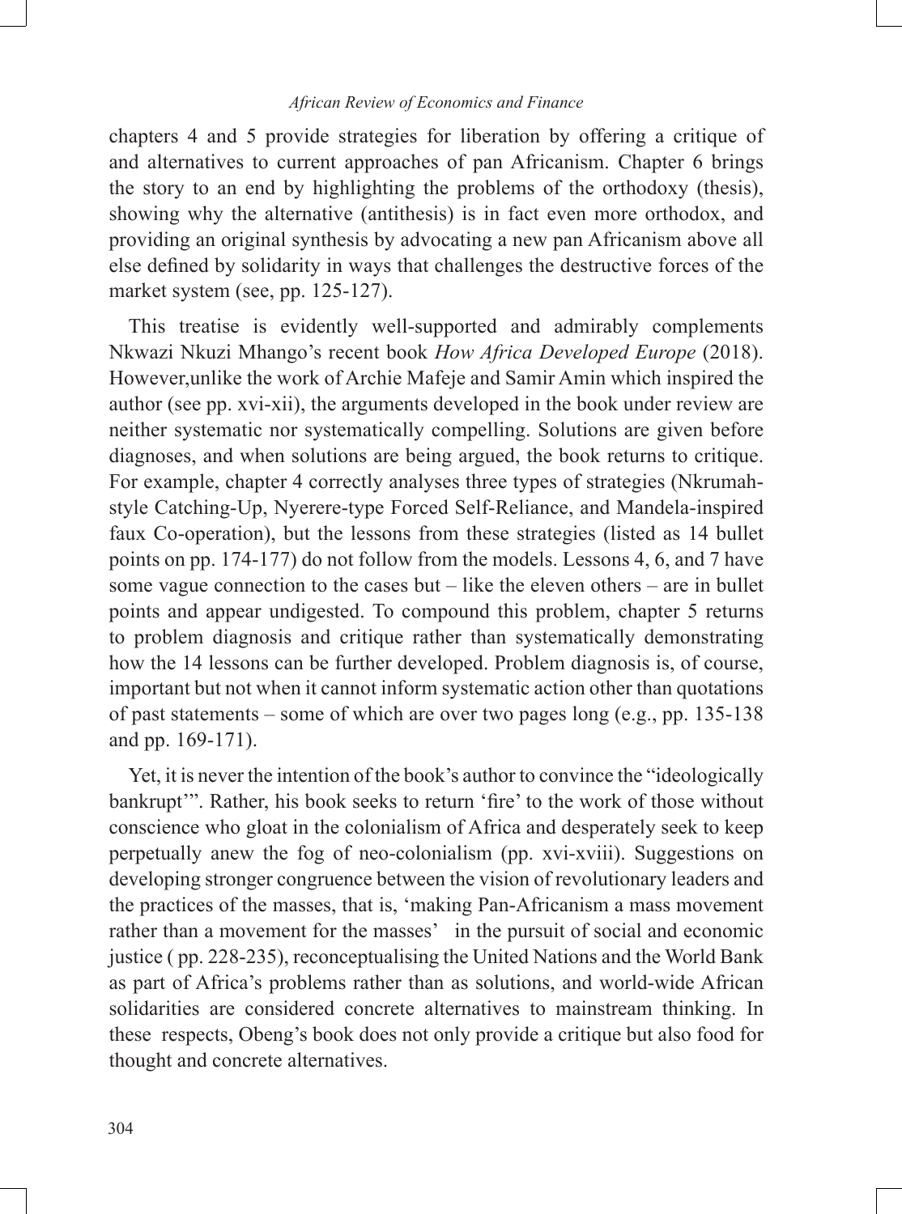chapters 4 and 5 provide strategies for liberation by offering a critique of and alternatives to current approaches of pan Africanism. Chapter 6 brings the story to an end by highlighting the problems of the orthodoxy (thesis), showing why the alternative (antithesis) is in fact even more orthodox, and providing an original synthesis by advocating a new pan Africanism above all else defined by solidarity in ways that challenges the destructive forces of the market system (see, pp. 125-127).

This treatise is evidently well-supported and admirably complements Nkwazi Nkuzi Mhango's recent book *How Africa Developed Europe* (2018). However,unlike the work of Archie Mafeje and Samir Amin which inspired the author (see pp. xvi-xii), the arguments developed in the book under review are neither systematic nor systematically compelling. Solutions are given before diagnoses, and when solutions are being argued, the book returns to critique. For example, chapter 4 correctly analyses three types of strategies (Nkrumah-style Catching-Up, Nyerere-type Forced Self-Reliance, and Mandela-inspired faux Co-operation), but the lessons from these strategies (listed as 14 bullet points on pp. 174-177) do not follow from the models. Lessons 4, 6, and 7 have some vague connection to the cases but – like the eleven others – are in bullet points and appear undigested. To compound this problem, chapter 5 returns to problem diagnosis and critique rather than systematically demonstrating how the 14 lessons can be further developed. Problem diagnosis is, of course, important but not when it cannot inform systematic action other than quotations of past statements – some of which are over two pages long (e.g., pp. 135-138 and pp. 169-171).

Yet, it is never the intention of the book's author to convince the "ideologically bankrupt'". Rather, his book seeks to return 'fire' to the work of those without conscience who gloat in the colonialism of Africa and desperately seek to keep perpetually anew the fog of neo-colonialism (pp. xvi-xviii). Suggestions on developing stronger congruence between the vision of revolutionary leaders and the practices of the masses, that is, 'making Pan-Africanism a mass movement rather than a movement for the masses' in the pursuit of social and economic justice ( pp. 228-235), reconceptualising the United Nations and the World Bank as part of Africa's problems rather than as solutions, and world-wide African solidarities are considered concrete alternatives to mainstream thinking. In these respects, Obeng's book does not only provide a critique but also food for thought and concrete alternatives.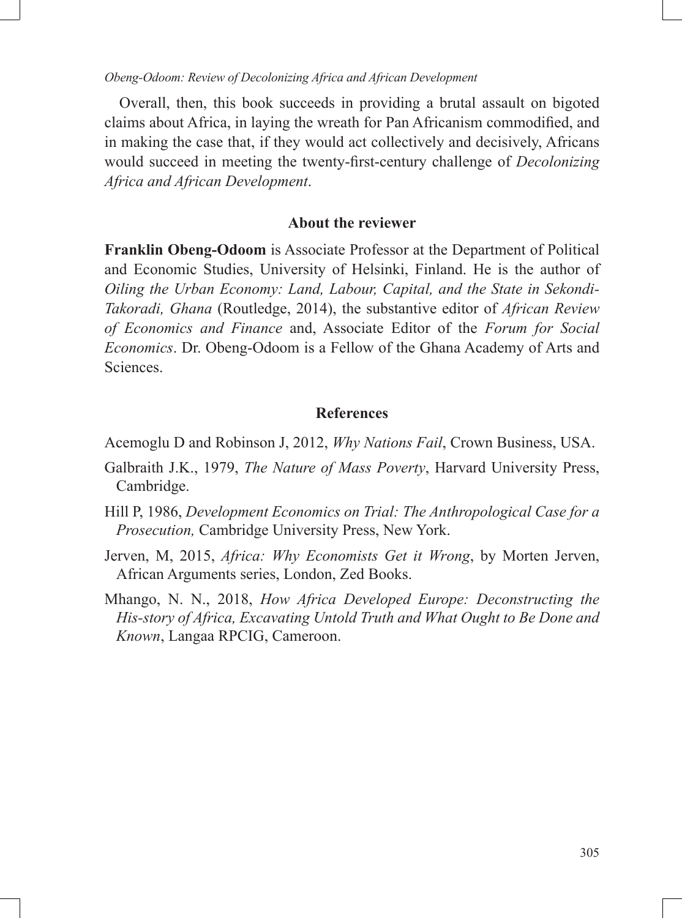Overall, then, this book succeeds in providing a brutal assault on bigoted claims about Africa, in laying the wreath for Pan Africanism commodified, and in making the case that, if they would act collectively and decisively, Africans would succeed in meeting the twenty-first-century challenge of *Decolonizing Africa and African Development*.

## About the reviewer

**Franklin Obeng-Odoom** is Associate Professor at the Department of Political and Economic Studies, University of Helsinki, Finland. He is the author of *Oiling the Urban Economy: Land, Labour, Capital, and the State in Sekondi-Takoradi, Ghana* (Routledge, 2014), the substantive editor of *African Review of Economics and Finance* and, Associate Editor of the *Forum for Social Economics*. Dr. Obeng-Odoom is a Fellow of the Ghana Academy of Arts and Sciences.

## References

Acemoglu D and Robinson J, 2012, *Why Nations Fail*, Crown Business, USA.

Galbraith J.K., 1979, *The Nature of Mass Poverty*, Harvard University Press, Cambridge.

Hill P, 1986, *Development Economics on Trial: The Anthropological Case for a Prosecution,* Cambridge University Press, New York.

Jerven, M, 2015, *Africa: Why Economists Get it Wrong*, by Morten Jerven, African Arguments series, London, Zed Books.

Mhango, N. N., 2018, *How Africa Developed Europe: Deconstructing the His-story of Africa, Excavating Untold Truth and What Ought to Be Done and Known*, Langaa RPCIG, Cameroon.